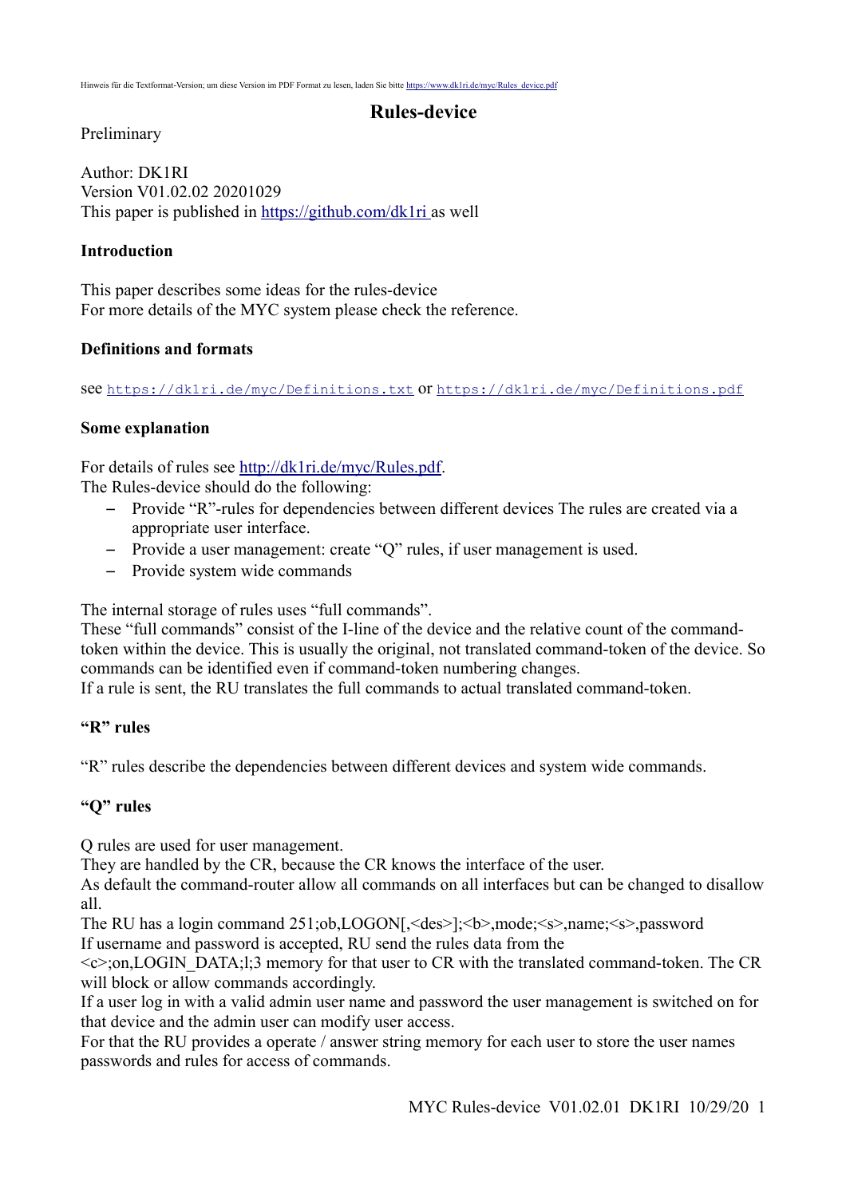Hinweis für die Textformat-Version; um diese Version im PDF Format zu lesen, laden Sie bitte https://www.dk1ri.de/myc/Rules_device.pdf

# Rules-device

Preliminary

Author: DK1RI
Version V01.02.02 20201029
This paper is published in https://github.com/dk1ri as well

### Introduction

This paper describes some ideas for the rules-device
For more details of the MYC system please check the reference.

### Definitions and formats

see https://dk1ri.de/myc/Definitions.txt or https://dk1ri.de/myc/Definitions.pdf

### Some explanation

For details of rules see http://dk1ri.de/myc/Rules.pdf.
The Rules-device should do the following:

- Provide "R"-rules for dependencies between different devices The rules are created via a appropriate user interface.
- Provide a user management: create "Q" rules, if user management is used.
- Provide system wide commands

The internal storage of rules uses "full commands".
These "full commands" consist of the I-line of the device and the relative count of the command-token within the device. This is usually the original, not translated command-token of the device. So commands can be identified even if command-token numbering changes.
If a rule is sent, the RU translates the full commands to actual translated command-token.

### "R" rules

"R" rules describe the dependencies between different devices and system wide commands.

### "Q" rules

Q rules are used for user management.
They are handled by the CR, because the CR knows the interface of the user.
As default the command-router allow all commands on all interfaces but can be changed to disallow all.
The RU has a login command 251;ob,LOGON[,<des>];<b>,mode;<s>,name;<s>,password
If username and password is accepted, RU send the rules data from the <c>;on,LOGIN_DATA;l;3 memory for that user to CR with the translated command-token. The CR will block or allow commands accordingly.
If a user log in with a valid admin user name and password the user management is switched on for that device and the admin user can modify user access.
For that the RU provides a operate / answer string memory for each user to store the user names passwords and rules for access of commands.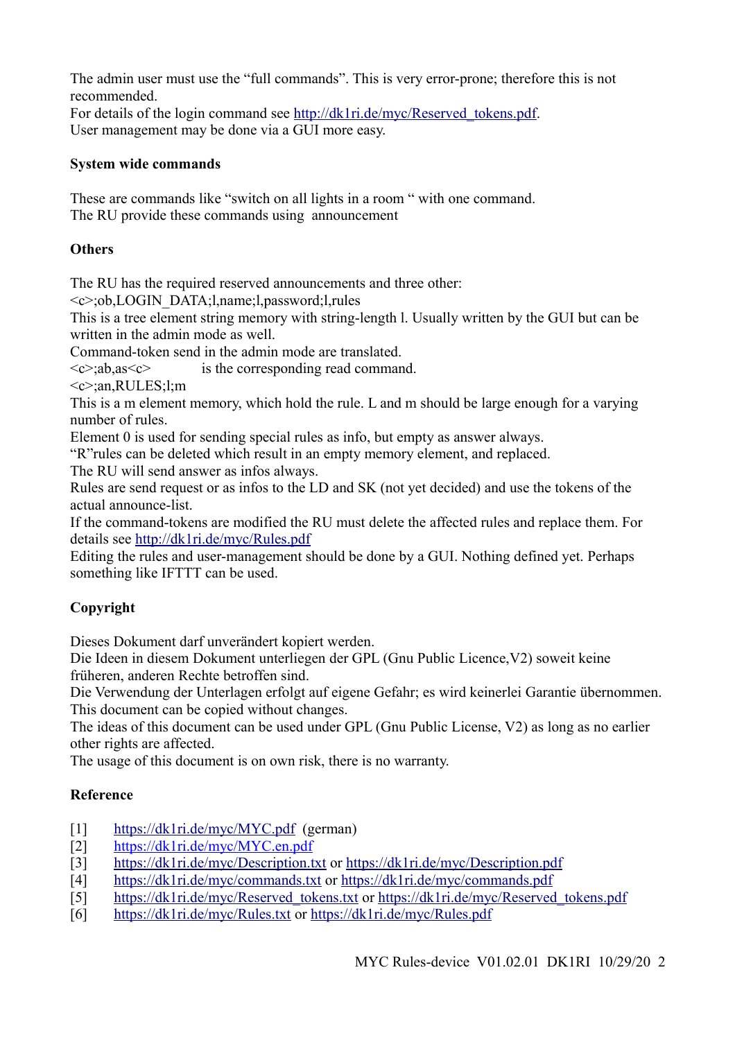The admin user must use the "full commands". This is very error-prone; therefore this is not recommended.
For details of the login command see [http://dk1ri.de/myc/Reserved_tokens.pdf](http://dk1ri.de/myc/Reserved_tokens.pdf).
User management may be done via a GUI more easy.

**System wide commands**

These are commands like "switch on all lights in a room " with one command.
The RU provide these commands using announcement

**Others**

The RU has the required reserved announcements and three other:
<c>;ob,LOGIN_DATA;l,name;l,password;l,rules
This is a tree element string memory with string-length l. Usually written by the GUI but can be written in the admin mode as well.
Command-token send in the admin mode are translated.
<c>;ab,as<c>      is the corresponding read command.
<c>;an,RULES;l;m
This is a m element memory, which hold the rule. L and m should be large enough for a varying number of rules.
Element 0 is used for sending special rules as info, but empty as answer always.
"R"rules can be deleted which result in an empty memory element, and replaced.
The RU will send answer as infos always.
Rules are send request or as infos to the LD and SK (not yet decided) and use the tokens of the actual announce-list.
If the command-tokens are modified the RU must delete the affected rules and replace them. For details see [http://dk1ri.de/myc/Rules.pdf](http://dk1ri.de/myc/Rules.pdf)
Editing the rules and user-management should be done by a GUI. Nothing defined yet. Perhaps something like IFTTT can be used.

**Copyright**

Dieses Dokument darf unverändert kopiert werden.
Die Ideen in diesem Dokument unterliegen der GPL (Gnu Public Licence,V2) soweit keine früheren, anderen Rechte betroffen sind.
Die Verwendung der Unterlagen erfolgt auf eigene Gefahr; es wird keinerlei Garantie übernommen.
This document can be copied without changes.
The ideas of this document can be used under GPL (Gnu Public License, V2) as long as no earlier other rights are affected.
The usage of this document is on own risk, there is no warranty.

**Reference**

[1] [https://dk1ri.de/myc/MYC.pdf](https://dk1ri.de/myc/MYC.pdf) (german)
[2] [https://dk1ri.de/myc/MYC.en.pdf](https://dk1ri.de/myc/MYC.en.pdf)
[3] [https://dk1ri.de/myc/Description.txt](https://dk1ri.de/myc/Description.txt) or [https://dk1ri.de/myc/Description.pdf](https://dk1ri.de/myc/Description.pdf)
[4] [https://dk1ri.de/myc/commands.txt](https://dk1ri.de/myc/commands.txt) or [https://dk1ri.de/myc/commands.pdf](https://dk1ri.de/myc/commands.pdf)
[5] [https://dk1ri.de/myc/Reserved_tokens.txt](https://dk1ri.de/myc/Reserved_tokens.txt) or [https://dk1ri.de/myc/Reserved_tokens.pdf](https://dk1ri.de/myc/Reserved_tokens.pdf)
[6] [https://dk1ri.de/myc/Rules.txt](https://dk1ri.de/myc/Rules.txt) or [https://dk1ri.de/myc/Rules.pdf](https://dk1ri.de/myc/Rules.pdf)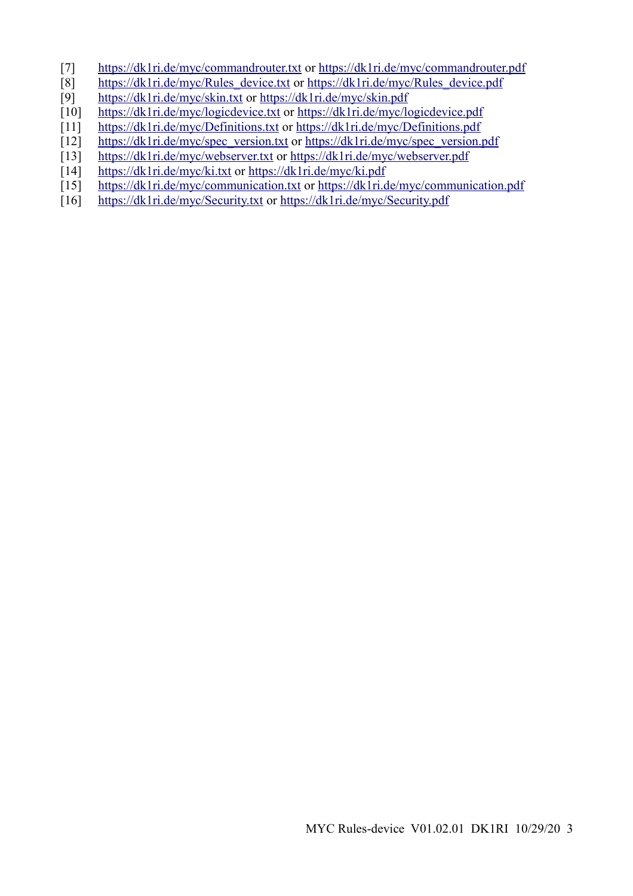[7] https://dk1ri.de/myc/commandrouter.txt or https://dk1ri.de/myc/commandrouter.pdf
[8] https://dk1ri.de/myc/Rules_device.txt or https://dk1ri.de/myc/Rules_device.pdf
[9] https://dk1ri.de/myc/skin.txt or https://dk1ri.de/myc/skin.pdf
[10] https://dk1ri.de/myc/logicdevice.txt or https://dk1ri.de/myc/logicdevice.pdf
[11] https://dk1ri.de/myc/Definitions.txt or https://dk1ri.de/myc/Definitions.pdf
[12] https://dk1ri.de/myc/spec_version.txt or https://dk1ri.de/myc/spec_version.pdf
[13] https://dk1ri.de/myc/webserver.txt or https://dk1ri.de/myc/webserver.pdf
[14] https://dk1ri.de/myc/ki.txt or https://dk1ri.de/myc/ki.pdf
[15] https://dk1ri.de/myc/communication.txt or https://dk1ri.de/myc/communication.pdf
[16] https://dk1ri.de/myc/Security.txt or https://dk1ri.de/myc/Security.pdf